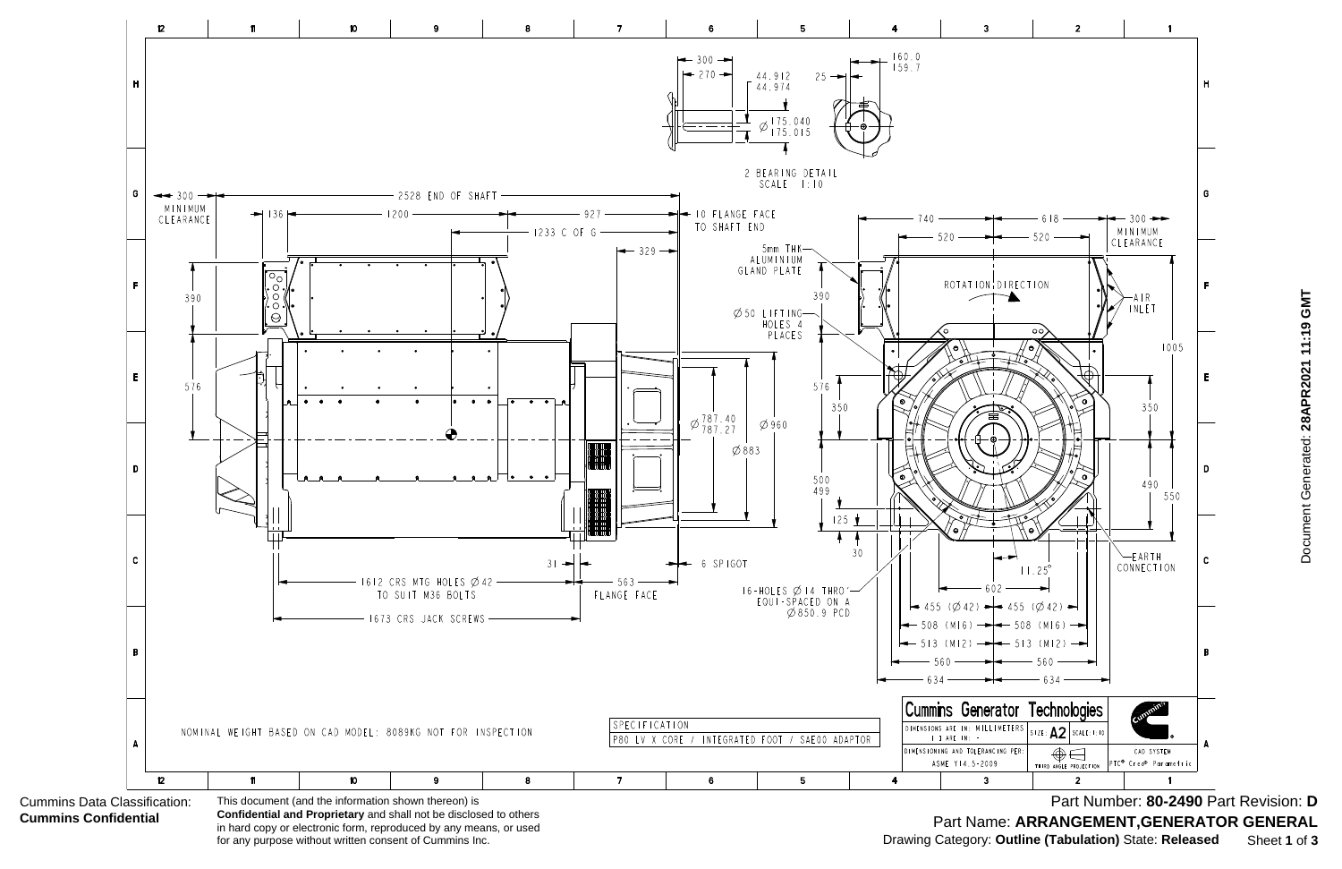2 BEARING DETAIL
SCALE 1:10

300 MINIMUM CLEARANCE

2528 END OF SHAFT

136 | 1200 | 927

1233 C OF G

10 FLANGE FACE TO SHAFT END

329

5mm THK ALUMINIUM GLAND PLATE

Ø50 LIFTING HOLES 4 PLACES

Ø787.40 / Ø787.27 | Ø960 | Ø883

31 | 6 SPIGOT

1612 CRS MTG HOLES Ø42 TO SUIT M36 BOLTS

563 FLANGE FACE

1673 CRS JACK SCREWS

16-HOLES Ø14 THRO' EQUI-SPACED ON A Ø850.9 PCD

740 | 618 | 300 MINIMUM CLEARANCE

520 | 520

ROTATION DIRECTION

AIR INLET

1005 | 350 | 490 | 550

EARTH CONNECTION

11.25°

602

455 (Ø42) | 455 (Ø42)

508 (M16) | 508 (M16)

513 (M12) | 513 (M12)

560 | 560

634 | 634

NOMINAL WEIGHT BASED ON CAD MODEL: 8089KG NOT FOR INSPECTION

| SPECIFICATION |
|---|
| P80 LV X CORE / INTEGRATED FOOT / SAE00 ADAPTOR |

**Cummins Generator Technologies**

DIMENSIONS ARE IN: MILLIMETERS

SIZE: A2 | SCALE: 1:10

DIMENSIONING AND TOLERANCING PER: ASME Y14.5-2009

THIRD ANGLE PROJECTION

CAD SYSTEM: PTC® Creo® Parametric

Document Generated: **28APR2021 11:19 GMT**

Cummins Data Classification: **Cummins Confidential**

This document (and the information shown thereon) is **Confidential and Proprietary** and shall not be disclosed to others in hard copy or electronic form, reproduced by any means, or used for any purpose without written consent of Cummins Inc.

Part Number: **80-2490** Part Revision: **D**

Part Name: **ARRANGEMENT,GENERATOR GENERAL**

Drawing Category: **Outline (Tabulation)** State: **Released**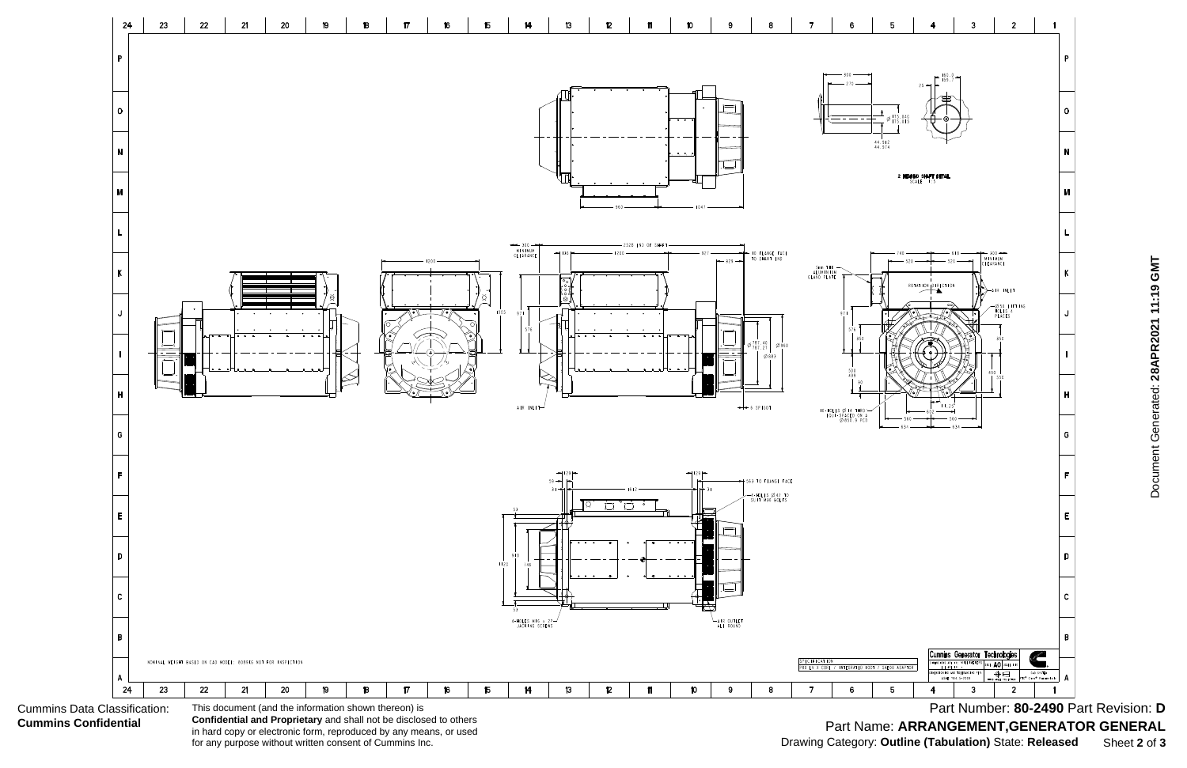2 BEARING SHAFT DETAIL
SCALE 1:5

NOMINAL WEIGHT BASED ON CAD MODEL; BORROW NOT FOR INSPECTION

SPECIFICATION
P80 LV 3 CORE / INTEGRATED FOOT / SAE00 ADAPTOR

Cummins Generator Technologies

Cummins Data Classification:
**Cummins Confidential**

This document (and the information shown thereon) is **Confidential and Proprietary** and shall not be disclosed to others in hard copy or electronic form, reproduced by any means, or used for any purpose without written consent of Cummins Inc.

Part Number: **80-2490** Part Revision: **D**

Part Name: **ARRANGEMENT,GENERATOR GENERAL**

Drawing Category: **Outline (Tabulation)** State: **Released**

Document Generated: **28APR2021 11:19 GMT**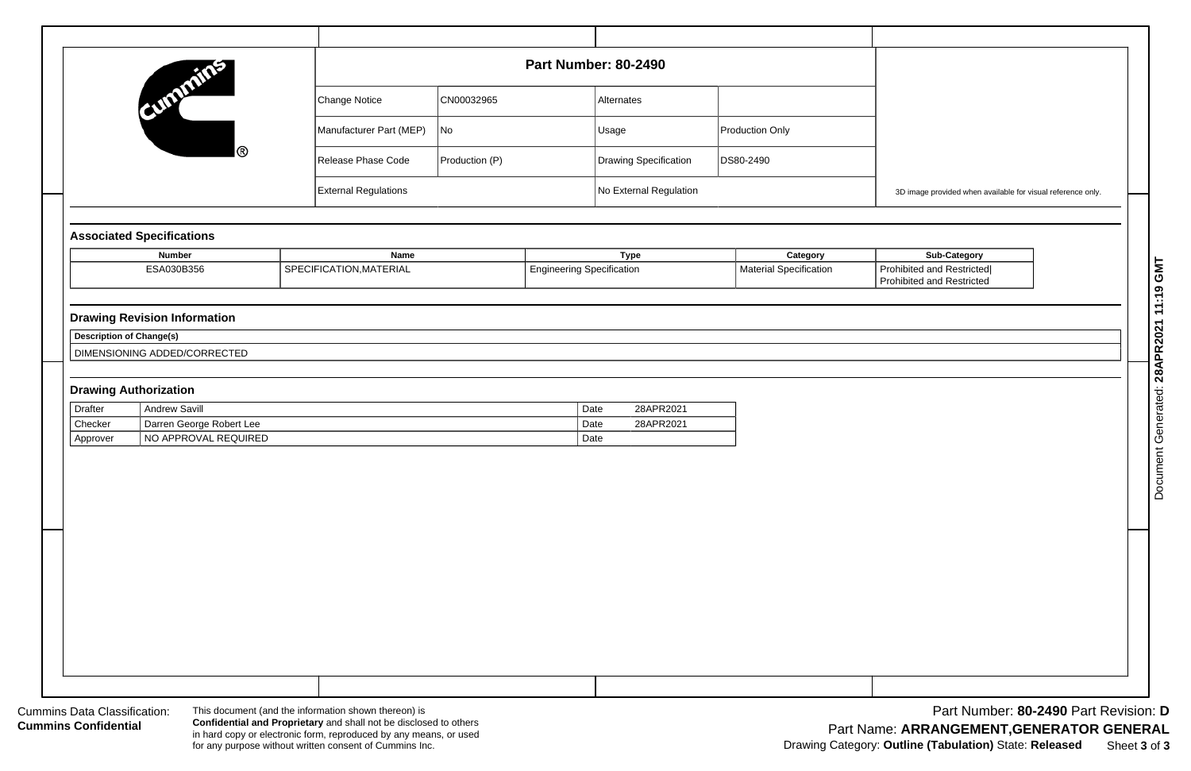## Part Number: 80-2490

| | | | |
|---|---|---|---|
| Change Notice | CN00032965 | Alternates | |
| Manufacturer Part (MEP) | No | Usage | Production Only |
| Release Phase Code | Production (P) | Drawing Specification | DS80-2490 |
| External Regulations | | No External Regulation | |

3D image provided when available for visual reference only.

### Associated Specifications

| Number | Name | Type | Category | Sub-Category |
|---|---|---|---|---|
| ESA030B356 | SPECIFICATION,MATERIAL | Engineering Specification | Material Specification | Prohibited and Restricted\| Prohibited and Restricted |

### Drawing Revision Information

| Description of Change(s) |
|---|
| DIMENSIONING ADDED/CORRECTED |

### Drawing Authorization

| | | | |
|---|---|---|---|
| Drafter | Andrew Savill | Date | 28APR2021 |
| Checker | Darren George Robert Lee | Date | 28APR2021 |
| Approver | NO APPROVAL REQUIRED | Date | |

Document Generated: **28APR2021 11:19 GMT**

Cummins Data Classification: **Cummins Confidential**

This document (and the information shown thereon) is **Confidential and Proprietary** and shall not be disclosed to others in hard copy or electronic form, reproduced by any means, or used for any purpose without written consent of Cummins Inc.

Part Number: **80-2490** Part Revision: **D**

Part Name: **ARRANGEMENT,GENERATOR GENERAL**

Drawing Category: **Outline (Tabulation)** State: **Released**